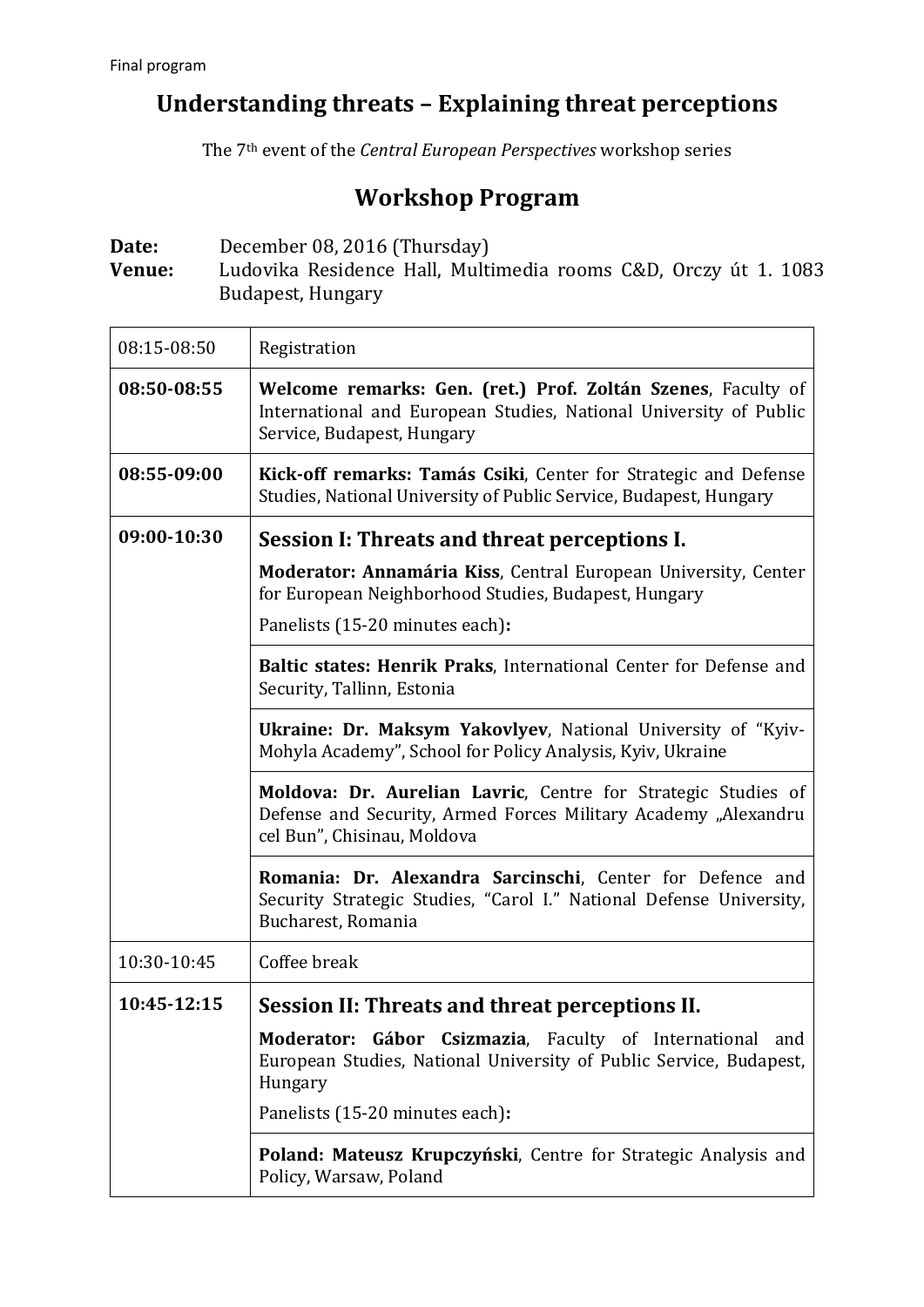Final program

# Understanding threats – Explaining threat perceptions

The 7th event of the *Central European Perspectives* workshop series

## Workshop Program

**Date:** December 08, 2016 (Thursday)
**Venue:** Ludovika Residence Hall, Multimedia rooms C&D, Orczy út 1. 1083 Budapest, Hungary

| | |
|---|---|
| 08:15-08:50 | Registration |
| **08:50-08:55** | **Welcome remarks: Gen. (ret.) Prof. Zoltán Szenes**, Faculty of International and European Studies, National University of Public Service, Budapest, Hungary |
| **08:55-09:00** | **Kick-off remarks: Tamás Csiki**, Center for Strategic and Defense Studies, National University of Public Service, Budapest, Hungary |
| **09:00-10:30** | **Session I: Threats and threat perceptions I.**<br>**Moderator: Annamária Kiss**, Central European University, Center for European Neighborhood Studies, Budapest, Hungary<br>Panelists (15-20 minutes each)**:** |
| | **Baltic states: Henrik Praks**, International Center for Defense and Security, Tallinn, Estonia |
| | **Ukraine: Dr. Maksym Yakovlyev**, National University of "Kyiv-Mohyla Academy", School for Policy Analysis, Kyiv, Ukraine |
| | **Moldova: Dr. Aurelian Lavric**, Centre for Strategic Studies of Defense and Security, Armed Forces Military Academy „Alexandru cel Bun", Chisinau, Moldova |
| | **Romania: Dr. Alexandra Sarcinschi**, Center for Defence and Security Strategic Studies, "Carol I." National Defense University, Bucharest, Romania |
| 10:30-10:45 | Coffee break |
| **10:45-12:15** | **Session II: Threats and threat perceptions II.**<br>**Moderator: Gábor Csizmazia**, Faculty of International and European Studies, National University of Public Service, Budapest, Hungary<br>Panelists (15-20 minutes each)**:** |
| | **Poland: Mateusz Krupczyński**, Centre for Strategic Analysis and Policy, Warsaw, Poland |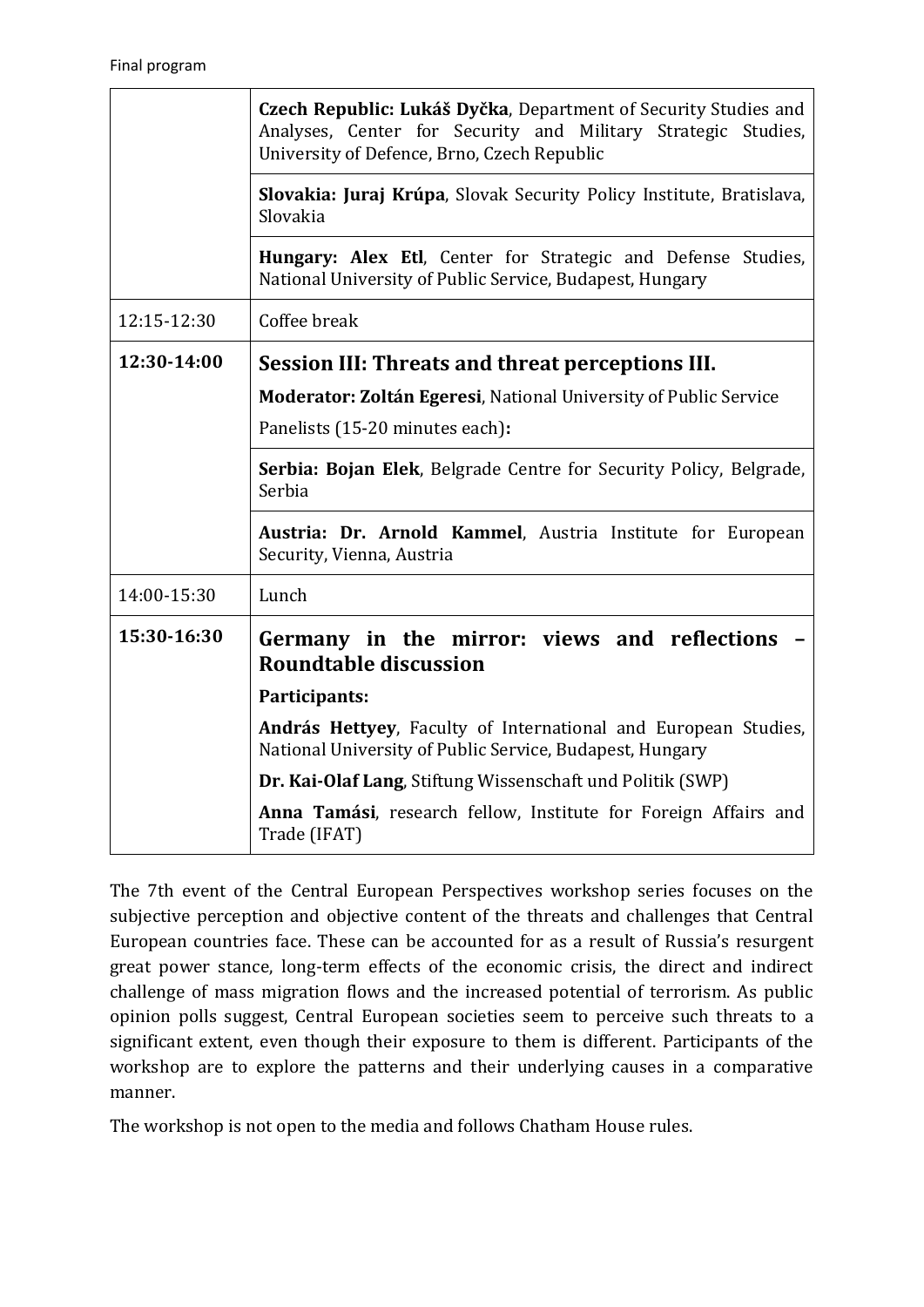| | |
|---|---|
| | **Czech Republic: Lukáš Dyčka**, Department of Security Studies and Analyses, Center for Security and Military Strategic Studies, University of Defence, Brno, Czech Republic |
| | **Slovakia: Juraj Krúpa**, Slovak Security Policy Institute, Bratislava, Slovakia |
| | **Hungary: Alex Etl**, Center for Strategic and Defense Studies, National University of Public Service, Budapest, Hungary |
| 12:15-12:30 | Coffee break |
| **12:30-14:00** | **Session III: Threats and threat perceptions III.** <br> **Moderator: Zoltán Egeresi**, National University of Public Service <br> Panelists (15-20 minutes each)**:** |
| | **Serbia: Bojan Elek**, Belgrade Centre for Security Policy, Belgrade, Serbia |
| | **Austria: Dr. Arnold Kammel**, Austria Institute for European Security, Vienna, Austria |
| 14:00-15:30 | Lunch |
| **15:30-16:30** | **Germany in the mirror: views and reflections – Roundtable discussion** <br> **Participants:** <br> **András Hettyey**, Faculty of International and European Studies, National University of Public Service, Budapest, Hungary <br> **Dr. Kai-Olaf Lang**, Stiftung Wissenschaft und Politik (SWP) <br> **Anna Tamási**, research fellow, Institute for Foreign Affairs and Trade (IFAT) |

The 7th event of the Central European Perspectives workshop series focuses on the subjective perception and objective content of the threats and challenges that Central European countries face. These can be accounted for as a result of Russia's resurgent great power stance, long-term effects of the economic crisis, the direct and indirect challenge of mass migration flows and the increased potential of terrorism. As public opinion polls suggest, Central European societies seem to perceive such threats to a significant extent, even though their exposure to them is different. Participants of the workshop are to explore the patterns and their underlying causes in a comparative manner.

The workshop is not open to the media and follows Chatham House rules.